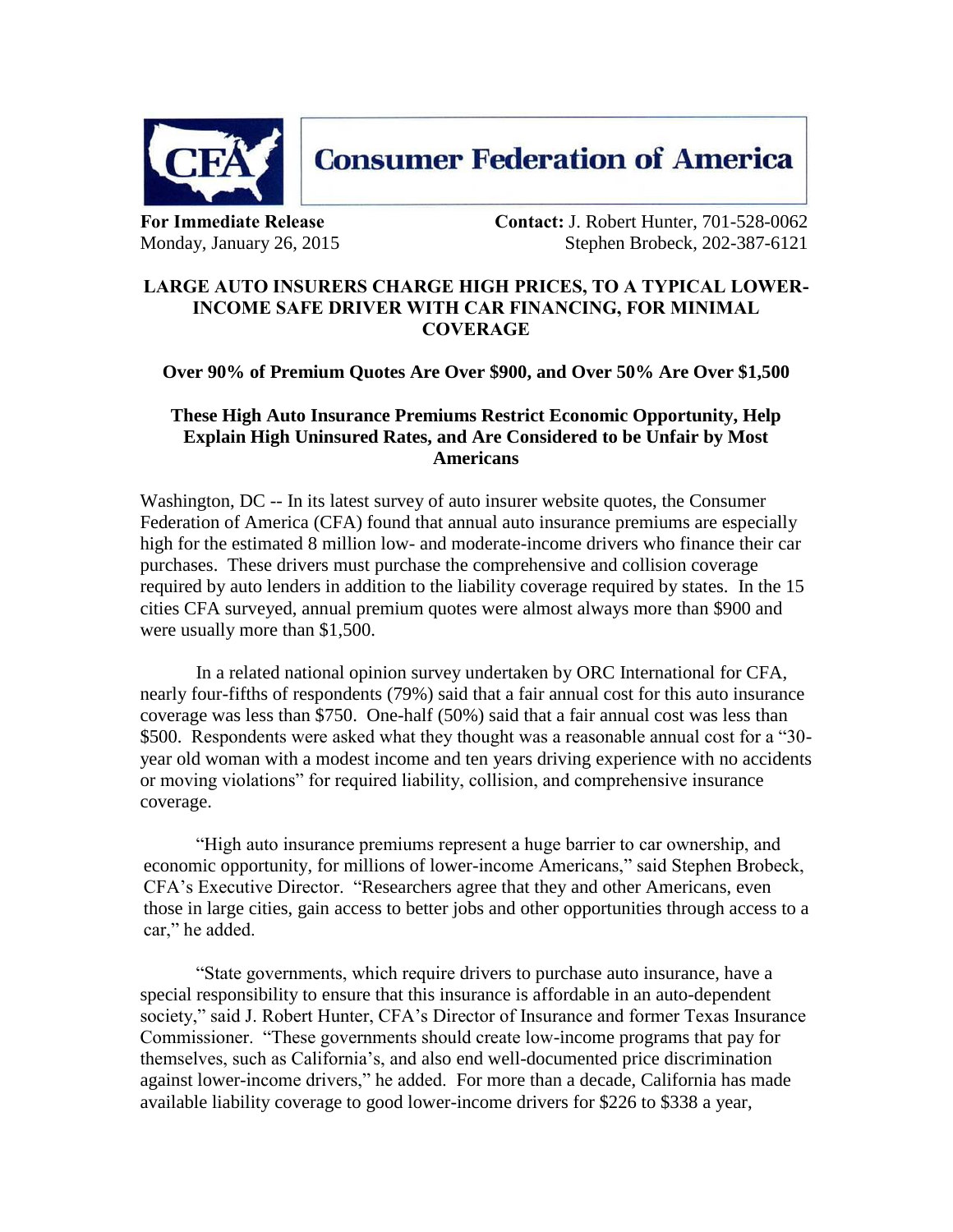**Consumer Federation of America**

**For Immediate Release**
Monday, January 26, 2015

**Contact:** J. Robert Hunter, 701-528-0062
Stephen Brobeck, 202-387-6121

## LARGE AUTO INSURERS CHARGE HIGH PRICES, TO A TYPICAL LOWER-INCOME SAFE DRIVER WITH CAR FINANCING, FOR MINIMAL COVERAGE

### Over 90% of Premium Quotes Are Over $900, and Over 50% Are Over $1,500

### These High Auto Insurance Premiums Restrict Economic Opportunity, Help Explain High Uninsured Rates, and Are Considered to be Unfair by Most Americans

Washington, DC -- In its latest survey of auto insurer website quotes, the Consumer Federation of America (CFA) found that annual auto insurance premiums are especially high for the estimated 8 million low- and moderate-income drivers who finance their car purchases. These drivers must purchase the comprehensive and collision coverage required by auto lenders in addition to the liability coverage required by states. In the 15 cities CFA surveyed, annual premium quotes were almost always more than $900 and were usually more than $1,500.

In a related national opinion survey undertaken by ORC International for CFA, nearly four-fifths of respondents (79%) said that a fair annual cost for this auto insurance coverage was less than $750. One-half (50%) said that a fair annual cost was less than $500. Respondents were asked what they thought was a reasonable annual cost for a "30-year old woman with a modest income and ten years driving experience with no accidents or moving violations" for required liability, collision, and comprehensive insurance coverage.

"High auto insurance premiums represent a huge barrier to car ownership, and economic opportunity, for millions of lower-income Americans," said Stephen Brobeck, CFA's Executive Director. "Researchers agree that they and other Americans, even those in large cities, gain access to better jobs and other opportunities through access to a car," he added.

"State governments, which require drivers to purchase auto insurance, have a special responsibility to ensure that this insurance is affordable in an auto-dependent society," said J. Robert Hunter, CFA's Director of Insurance and former Texas Insurance Commissioner. "These governments should create low-income programs that pay for themselves, such as California's, and also end well-documented price discrimination against lower-income drivers," he added. For more than a decade, California has made available liability coverage to good lower-income drivers for $226 to $338 a year,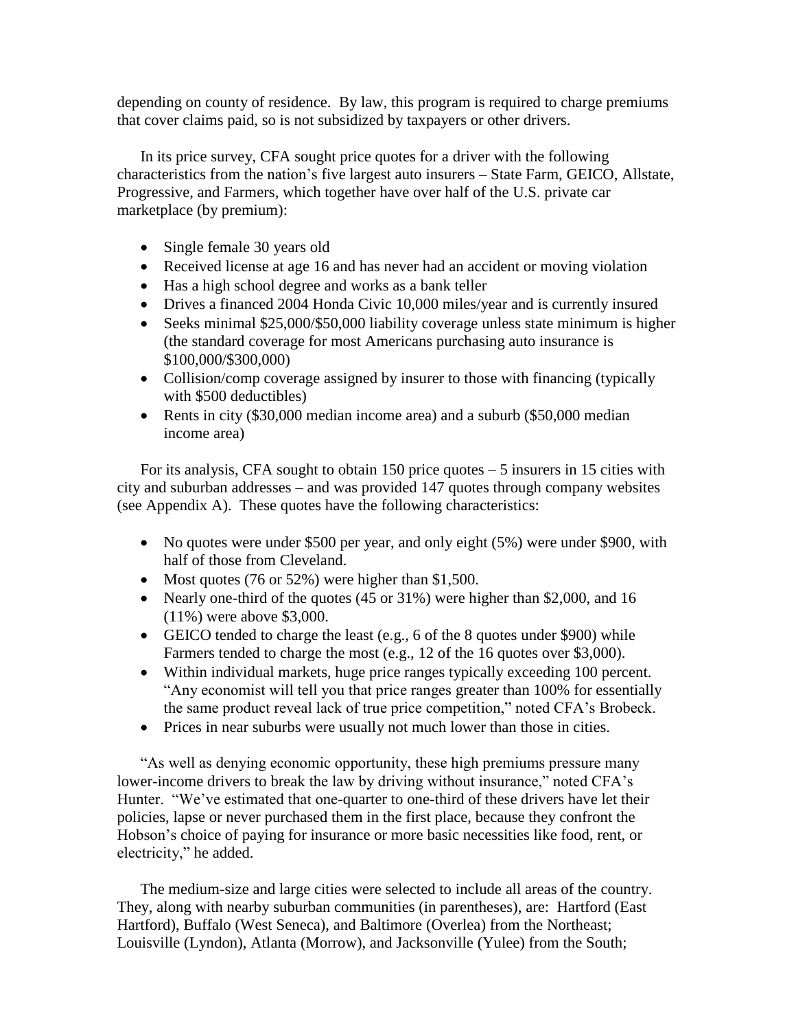depending on county of residence. By law, this program is required to charge premiums that cover claims paid, so is not subsidized by taxpayers or other drivers.

In its price survey, CFA sought price quotes for a driver with the following characteristics from the nation's five largest auto insurers – State Farm, GEICO, Allstate, Progressive, and Farmers, which together have over half of the U.S. private car marketplace (by premium):

- Single female 30 years old
- Received license at age 16 and has never had an accident or moving violation
- Has a high school degree and works as a bank teller
- Drives a financed 2004 Honda Civic 10,000 miles/year and is currently insured
- Seeks minimal \$25,000/\$50,000 liability coverage unless state minimum is higher (the standard coverage for most Americans purchasing auto insurance is \$100,000/\$300,000)
- Collision/comp coverage assigned by insurer to those with financing (typically with \$500 deductibles)
- Rents in city (\$30,000 median income area) and a suburb (\$50,000 median income area)

For its analysis, CFA sought to obtain 150 price quotes – 5 insurers in 15 cities with city and suburban addresses – and was provided 147 quotes through company websites (see Appendix A). These quotes have the following characteristics:

- No quotes were under \$500 per year, and only eight (5%) were under \$900, with half of those from Cleveland.
- Most quotes (76 or 52%) were higher than \$1,500.
- Nearly one-third of the quotes (45 or 31%) were higher than \$2,000, and 16 (11%) were above \$3,000.
- GEICO tended to charge the least (e.g., 6 of the 8 quotes under \$900) while Farmers tended to charge the most (e.g., 12 of the 16 quotes over \$3,000).
- Within individual markets, huge price ranges typically exceeding 100 percent. "Any economist will tell you that price ranges greater than 100% for essentially the same product reveal lack of true price competition," noted CFA's Brobeck.
- Prices in near suburbs were usually not much lower than those in cities.

"As well as denying economic opportunity, these high premiums pressure many lower-income drivers to break the law by driving without insurance," noted CFA's Hunter. "We've estimated that one-quarter to one-third of these drivers have let their policies, lapse or never purchased them in the first place, because they confront the Hobson's choice of paying for insurance or more basic necessities like food, rent, or electricity," he added.

The medium-size and large cities were selected to include all areas of the country. They, along with nearby suburban communities (in parentheses), are: Hartford (East Hartford), Buffalo (West Seneca), and Baltimore (Overlea) from the Northeast; Louisville (Lyndon), Atlanta (Morrow), and Jacksonville (Yulee) from the South;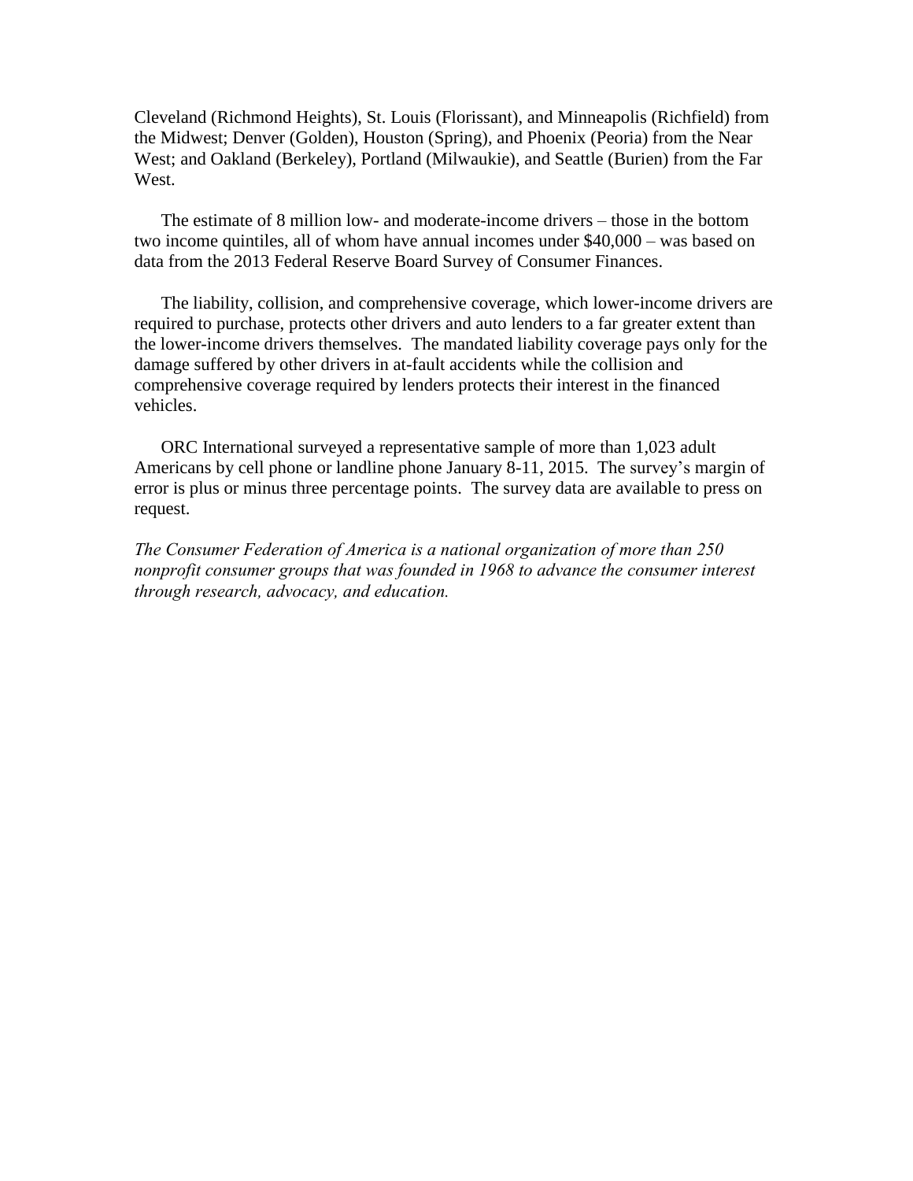Cleveland (Richmond Heights), St. Louis (Florissant), and Minneapolis (Richfield) from the Midwest; Denver (Golden), Houston (Spring), and Phoenix (Peoria) from the Near West; and Oakland (Berkeley), Portland (Milwaukie), and Seattle (Burien) from the Far West.

The estimate of 8 million low- and moderate-income drivers – those in the bottom two income quintiles, all of whom have annual incomes under $40,000 – was based on data from the 2013 Federal Reserve Board Survey of Consumer Finances.

The liability, collision, and comprehensive coverage, which lower-income drivers are required to purchase, protects other drivers and auto lenders to a far greater extent than the lower-income drivers themselves. The mandated liability coverage pays only for the damage suffered by other drivers in at-fault accidents while the collision and comprehensive coverage required by lenders protects their interest in the financed vehicles.

ORC International surveyed a representative sample of more than 1,023 adult Americans by cell phone or landline phone January 8-11, 2015. The survey's margin of error is plus or minus three percentage points. The survey data are available to press on request.

*The Consumer Federation of America is a national organization of more than 250 nonprofit consumer groups that was founded in 1968 to advance the consumer interest through research, advocacy, and education.*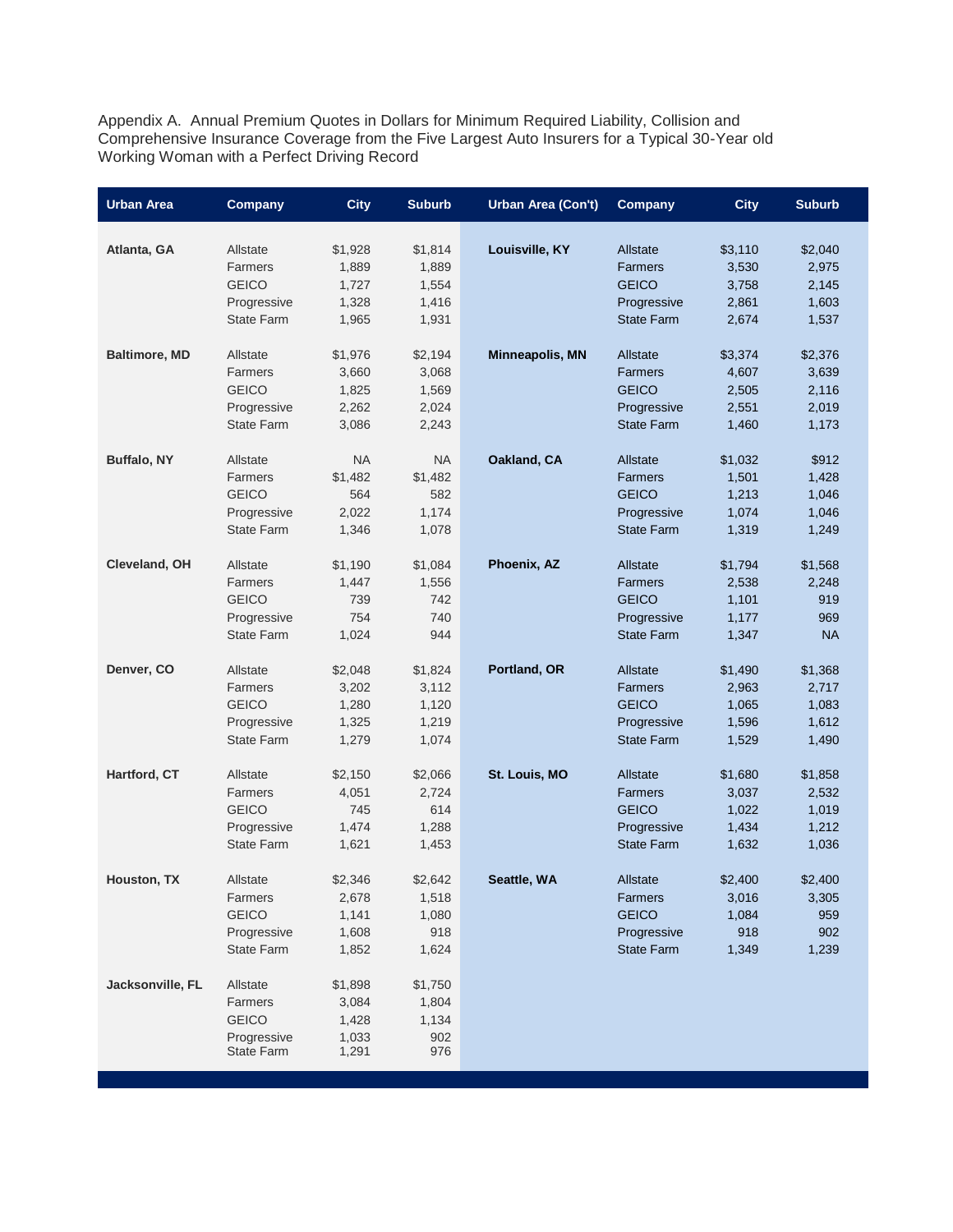Appendix A. Annual Premium Quotes in Dollars for Minimum Required Liability, Collision and Comprehensive Insurance Coverage from the Five Largest Auto Insurers for a Typical 30-Year old Working Woman with a Perfect Driving Record

| Urban Area | Company | City | Suburb | Urban Area (Con't) | Company | City | Suburb |
|---|---|---|---|---|---|---|---|
| Atlanta, GA | Allstate | $1,928 | $1,814 | Louisville, KY | Allstate | $3,110 | $2,040 |
| | Farmers | 1,889 | 1,889 | | Farmers | 3,530 | 2,975 |
| | GEICO | 1,727 | 1,554 | | GEICO | 3,758 | 2,145 |
| | Progressive | 1,328 | 1,416 | | Progressive | 2,861 | 1,603 |
| | State Farm | 1,965 | 1,931 | | State Farm | 2,674 | 1,537 |
| Baltimore, MD | Allstate | $1,976 | $2,194 | Minneapolis, MN | Allstate | $3,374 | $2,376 |
| | Farmers | 3,660 | 3,068 | | Farmers | 4,607 | 3,639 |
| | GEICO | 1,825 | 1,569 | | GEICO | 2,505 | 2,116 |
| | Progressive | 2,262 | 2,024 | | Progressive | 2,551 | 2,019 |
| | State Farm | 3,086 | 2,243 | | State Farm | 1,460 | 1,173 |
| Buffalo, NY | Allstate | NA | NA | Oakland, CA | Allstate | $1,032 | $912 |
| | Farmers | $1,482 | $1,482 | | Farmers | 1,501 | 1,428 |
| | GEICO | 564 | 582 | | GEICO | 1,213 | 1,046 |
| | Progressive | 2,022 | 1,174 | | Progressive | 1,074 | 1,046 |
| | State Farm | 1,346 | 1,078 | | State Farm | 1,319 | 1,249 |
| Cleveland, OH | Allstate | $1,190 | $1,084 | Phoenix, AZ | Allstate | $1,794 | $1,568 |
| | Farmers | 1,447 | 1,556 | | Farmers | 2,538 | 2,248 |
| | GEICO | 739 | 742 | | GEICO | 1,101 | 919 |
| | Progressive | 754 | 740 | | Progressive | 1,177 | 969 |
| | State Farm | 1,024 | 944 | | State Farm | 1,347 | NA |
| Denver, CO | Allstate | $2,048 | $1,824 | Portland, OR | Allstate | $1,490 | $1,368 |
| | Farmers | 3,202 | 3,112 | | Farmers | 2,963 | 2,717 |
| | GEICO | 1,280 | 1,120 | | GEICO | 1,065 | 1,083 |
| | Progressive | 1,325 | 1,219 | | Progressive | 1,596 | 1,612 |
| | State Farm | 1,279 | 1,074 | | State Farm | 1,529 | 1,490 |
| Hartford, CT | Allstate | $2,150 | $2,066 | St. Louis, MO | Allstate | $1,680 | $1,858 |
| | Farmers | 4,051 | 2,724 | | Farmers | 3,037 | 2,532 |
| | GEICO | 745 | 614 | | GEICO | 1,022 | 1,019 |
| | Progressive | 1,474 | 1,288 | | Progressive | 1,434 | 1,212 |
| | State Farm | 1,621 | 1,453 | | State Farm | 1,632 | 1,036 |
| Houston, TX | Allstate | $2,346 | $2,642 | Seattle, WA | Allstate | $2,400 | $2,400 |
| | Farmers | 2,678 | 1,518 | | Farmers | 3,016 | 3,305 |
| | GEICO | 1,141 | 1,080 | | GEICO | 1,084 | 959 |
| | Progressive | 1,608 | 918 | | Progressive | 918 | 902 |
| | State Farm | 1,852 | 1,624 | | State Farm | 1,349 | 1,239 |
| Jacksonville, FL | Allstate | $1,898 | $1,750 | | | | |
| | Farmers | 3,084 | 1,804 | | | | |
| | GEICO | 1,428 | 1,134 | | | | |
| | Progressive | 1,033 | 902 | | | | |
| | State Farm | 1,291 | 976 | | | | |